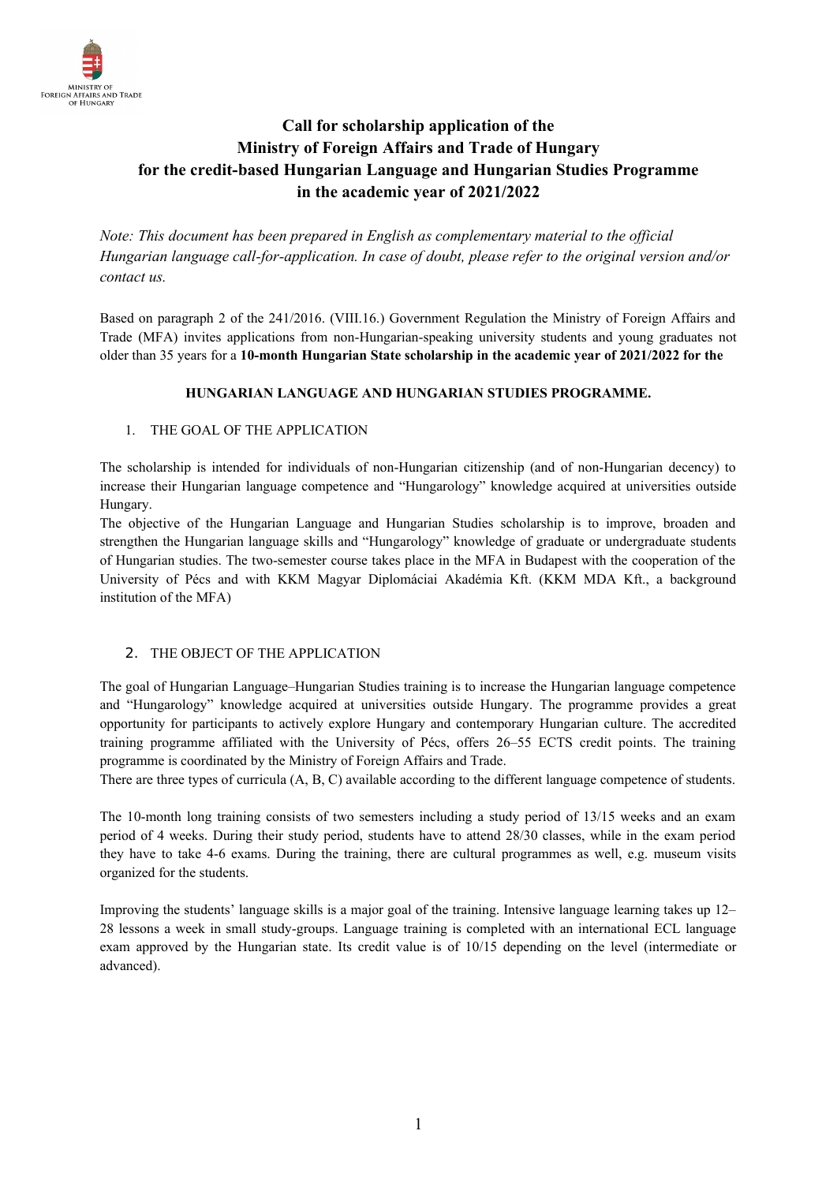MINISTRY OF FOREIGN AFFAIRS AND TRADE OF HUNGARY

# Call for scholarship application of the Ministry of Foreign Affairs and Trade of Hungary for the credit-based Hungarian Language and Hungarian Studies Programme in the academic year of 2021/2022

*Note: This document has been prepared in English as complementary material to the official Hungarian language call-for-application. In case of doubt, please refer to the original version and/or contact us.*

Based on paragraph 2 of the 241/2016. (VIII.16.) Government Regulation the Ministry of Foreign Affairs and Trade (MFA) invites applications from non-Hungarian-speaking university students and young graduates not older than 35 years for a **10-month Hungarian State scholarship in the academic year of 2021/2022 for the**

**HUNGARIAN LANGUAGE AND HUNGARIAN STUDIES PROGRAMME.**

## 1. THE GOAL OF THE APPLICATION

The scholarship is intended for individuals of non-Hungarian citizenship (and of non-Hungarian decency) to increase their Hungarian language competence and "Hungarology" knowledge acquired at universities outside Hungary.

The objective of the Hungarian Language and Hungarian Studies scholarship is to improve, broaden and strengthen the Hungarian language skills and "Hungarology" knowledge of graduate or undergraduate students of Hungarian studies. The two-semester course takes place in the MFA in Budapest with the cooperation of the University of Pécs and with KKM Magyar Diplomáciai Akadémia Kft. (KKM MDA Kft., a background institution of the MFA)

## 2. THE OBJECT OF THE APPLICATION

The goal of Hungarian Language–Hungarian Studies training is to increase the Hungarian language competence and "Hungarology" knowledge acquired at universities outside Hungary. The programme provides a great opportunity for participants to actively explore Hungary and contemporary Hungarian culture. The accredited training programme affiliated with the University of Pécs, offers 26–55 ECTS credit points. The training programme is coordinated by the Ministry of Foreign Affairs and Trade.

There are three types of curricula (A, B, C) available according to the different language competence of students.

The 10-month long training consists of two semesters including a study period of 13/15 weeks and an exam period of 4 weeks. During their study period, students have to attend 28/30 classes, while in the exam period they have to take 4-6 exams. During the training, there are cultural programmes as well, e.g. museum visits organized for the students.

Improving the students' language skills is a major goal of the training. Intensive language learning takes up 12–28 lessons a week in small study-groups. Language training is completed with an international ECL language exam approved by the Hungarian state. Its credit value is of 10/15 depending on the level (intermediate or advanced).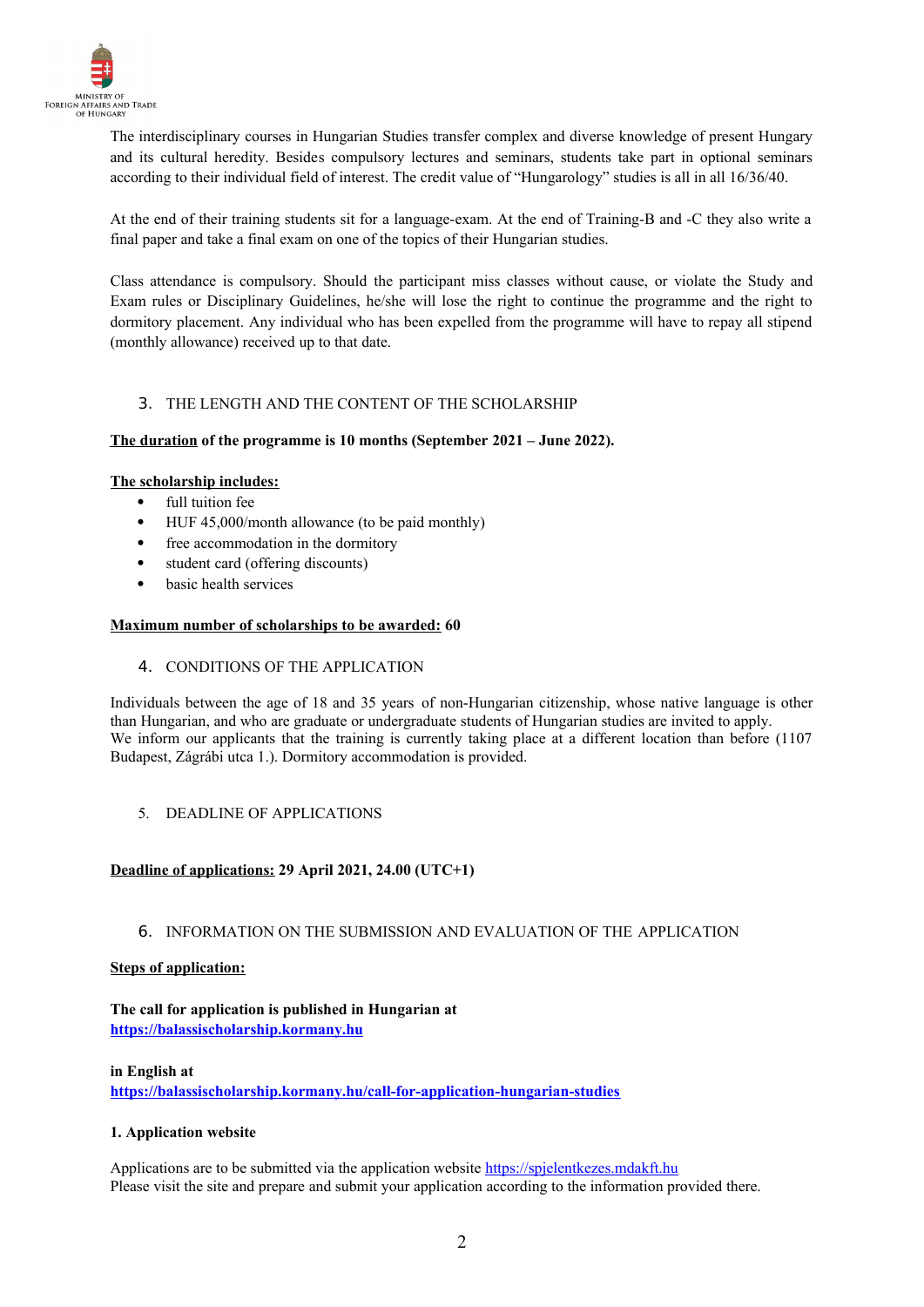The interdisciplinary courses in Hungarian Studies transfer complex and diverse knowledge of present Hungary and its cultural heredity. Besides compulsory lectures and seminars, students take part in optional seminars according to their individual field of interest. The credit value of "Hungarology" studies is all in all 16/36/40.

At the end of their training students sit for a language-exam. At the end of Training-B and -C they also write a final paper and take a final exam on one of the topics of their Hungarian studies.

Class attendance is compulsory. Should the participant miss classes without cause, or violate the Study and Exam rules or Disciplinary Guidelines, he/she will lose the right to continue the programme and the right to dormitory placement. Any individual who has been expelled from the programme will have to repay all stipend (monthly allowance) received up to that date.

## 3. THE LENGTH AND THE CONTENT OF THE SCHOLARSHIP

**The duration of the programme is 10 months (September 2021 – June 2022).**

**The scholarship includes:**

- full tuition fee
- HUF 45,000/month allowance (to be paid monthly)
- free accommodation in the dormitory
- student card (offering discounts)
- basic health services

**Maximum number of scholarships to be awarded: 60**

## 4. CONDITIONS OF THE APPLICATION

Individuals between the age of 18 and 35 years of non-Hungarian citizenship, whose native language is other than Hungarian, and who are graduate or undergraduate students of Hungarian studies are invited to apply.
We inform our applicants that the training is currently taking place at a different location than before (1107 Budapest, Zágrábi utca 1.). Dormitory accommodation is provided.

## 5. DEADLINE OF APPLICATIONS

**Deadline of applications: 29 April 2021, 24.00 (UTC+1)**

## 6. INFORMATION ON THE SUBMISSION AND EVALUATION OF THE APPLICATION

**Steps of application:**

**The call for application is published in Hungarian at**
**https://balassischolarship.kormany.hu**

**in English at**
**https://balassischolarship.kormany.hu/call-for-application-hungarian-studies**

**1. Application website**

Applications are to be submitted via the application website https://spjelentkezes.mdakft.hu
Please visit the site and prepare and submit your application according to the information provided there.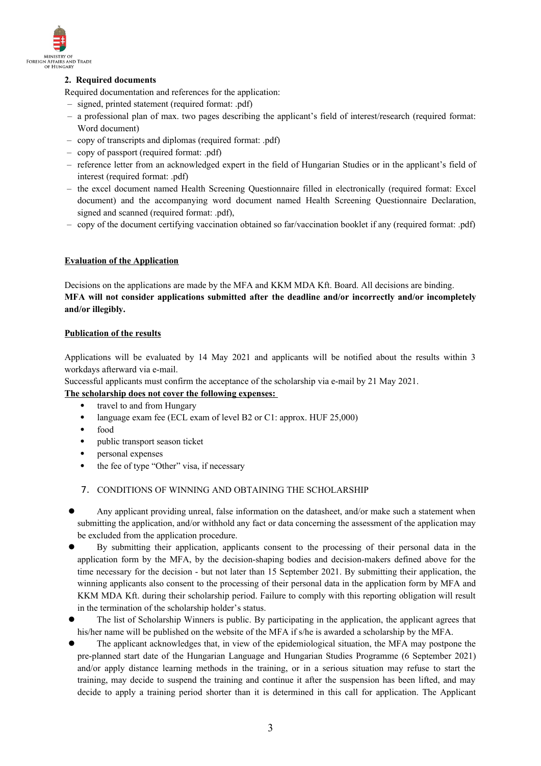## 2. Required documents

Required documentation and references for the application:

- signed, printed statement (required format: .pdf)
- a professional plan of max. two pages describing the applicant's field of interest/research (required format: Word document)
- copy of transcripts and diplomas (required format: .pdf)
- copy of passport (required format: .pdf)
- reference letter from an acknowledged expert in the field of Hungarian Studies or in the applicant's field of interest (required format: .pdf)
- the excel document named Health Screening Questionnaire filled in electronically (required format: Excel document) and the accompanying word document named Health Screening Questionnaire Declaration, signed and scanned (required format: .pdf),
- copy of the document certifying vaccination obtained so far/vaccination booklet if any (required format: .pdf)

<u>**Evaluation of the Application**</u>

Decisions on the applications are made by the MFA and KKM MDA Kft. Board. All decisions are binding.
**MFA will not consider applications submitted after the deadline and/or incorrectly and/or incompletely and/or illegibly.**

<u>**Publication of the results**</u>

Applications will be evaluated by 14 May 2021 and applicants will be notified about the results within 3 workdays afterward via e-mail.
Successful applicants must confirm the acceptance of the scholarship via e-mail by 21 May 2021.

<u>**The scholarship does not cover the following expenses:**</u>

- travel to and from Hungary
- language exam fee (ECL exam of level B2 or C1: approx. HUF 25,000)
- food
- public transport season ticket
- personal expenses
- the fee of type "Other" visa, if necessary

## 7. CONDITIONS OF WINNING AND OBTAINING THE SCHOLARSHIP

- Any applicant providing unreal, false information on the datasheet, and/or make such a statement when submitting the application, and/or withhold any fact or data concerning the assessment of the application may be excluded from the application procedure.
- By submitting their application, applicants consent to the processing of their personal data in the application form by the MFA, by the decision-shaping bodies and decision-makers defined above for the time necessary for the decision - but not later than 15 September 2021. By submitting their application, the winning applicants also consent to the processing of their personal data in the application form by MFA and KKM MDA Kft. during their scholarship period. Failure to comply with this reporting obligation will result in the termination of the scholarship holder's status.
- The list of Scholarship Winners is public. By participating in the application, the applicant agrees that his/her name will be published on the website of the MFA if s/he is awarded a scholarship by the MFA.
- The applicant acknowledges that, in view of the epidemiological situation, the MFA may postpone the pre-planned start date of the Hungarian Language and Hungarian Studies Programme (6 September 2021) and/or apply distance learning methods in the training, or in a serious situation may refuse to start the training, may decide to suspend the training and continue it after the suspension has been lifted, and may decide to apply a training period shorter than it is determined in this call for application. The Applicant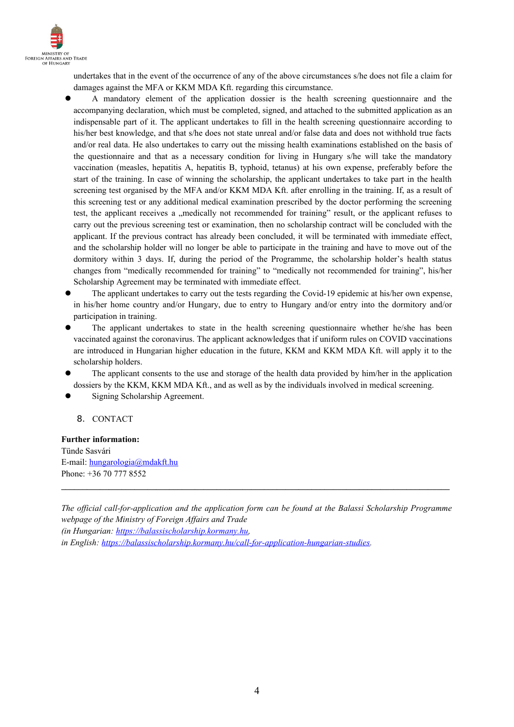undertakes that in the event of the occurrence of any of the above circumstances s/he does not file a claim for damages against the MFA or KKM MDA Kft. regarding this circumstance.

- A mandatory element of the application dossier is the health screening questionnaire and the accompanying declaration, which must be completed, signed, and attached to the submitted application as an indispensable part of it. The applicant undertakes to fill in the health screening questionnaire according to his/her best knowledge, and that s/he does not state unreal and/or false data and does not withhold true facts and/or real data. He also undertakes to carry out the missing health examinations established on the basis of the questionnaire and that as a necessary condition for living in Hungary s/he will take the mandatory vaccination (measles, hepatitis A, hepatitis B, typhoid, tetanus) at his own expense, preferably before the start of the training. In case of winning the scholarship, the applicant undertakes to take part in the health screening test organised by the MFA and/or KKM MDA Kft. after enrolling in the training. If, as a result of this screening test or any additional medical examination prescribed by the doctor performing the screening test, the applicant receives a „medically not recommended for training" result, or the applicant refuses to carry out the previous screening test or examination, then no scholarship contract will be concluded with the applicant. If the previous contract has already been concluded, it will be terminated with immediate effect, and the scholarship holder will no longer be able to participate in the training and have to move out of the dormitory within 3 days. If, during the period of the Programme, the scholarship holder's health status changes from "medically recommended for training" to "medically not recommended for training", his/her Scholarship Agreement may be terminated with immediate effect.
- The applicant undertakes to carry out the tests regarding the Covid-19 epidemic at his/her own expense, in his/her home country and/or Hungary, due to entry to Hungary and/or entry into the dormitory and/or participation in training.
- The applicant undertakes to state in the health screening questionnaire whether he/she has been vaccinated against the coronavirus. The applicant acknowledges that if uniform rules on COVID vaccinations are introduced in Hungarian higher education in the future, KKM and KKM MDA Kft. will apply it to the scholarship holders.
- The applicant consents to the use and storage of the health data provided by him/her in the application dossiers by the KKM, KKM MDA Kft., and as well as by the individuals involved in medical screening.
- Signing Scholarship Agreement.

## 8. CONTACT

**Further information:**
Tünde Sasvári
E-mail: hungarologia@mdakft.hu
Phone: +36 70 777 8552

---

*The official call-for-application and the application form can be found at the Balassi Scholarship Programme webpage of the Ministry of Foreign Affairs and Trade*
*(in Hungarian: https://balassischolarship.kormany.hu,*
*in English: https://balassischolarship.kormany.hu/call-for-application-hungarian-studies.*